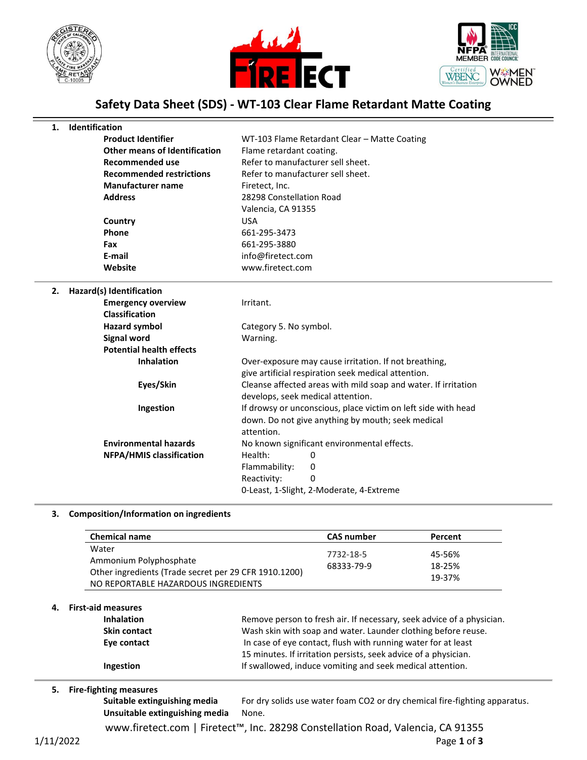# Safety Data Sheet (SDS) - WT-103 Clear Flame Retardant Matte Coating

## 1. Identification

| | |
|---|---|
| **Product Identifier** | WT-103 Flame Retardant Clear – Matte Coating |
| **Other means of Identification** | Flame retardant coating. |
| **Recommended use** | Refer to manufacturer sell sheet. |
| **Recommended restrictions** | Refer to manufacturer sell sheet. |
| **Manufacturer name** | Firetect, Inc. |
| **Address** | 28298 Constellation Road<br>Valencia, CA 91355 |
| **Country** | USA |
| **Phone** | 661-295-3473 |
| **Fax** | 661-295-3880 |
| **E-mail** | info@firetect.com |
| **Website** | www.firetect.com |

## 2. Hazard(s) Identification

| | |
|---|---|
| **Emergency overview** | Irritant. |
| **Classification** | |
| **Hazard symbol** | Category 5. No symbol. |
| **Signal word** | Warning. |
| **Potential health effects** | |
| **Inhalation** | Over-exposure may cause irritation. If not breathing, give artificial respiration seek medical attention. |
| **Eyes/Skin** | Cleanse affected areas with mild soap and water. If irritation develops, seek medical attention. |
| **Ingestion** | If drowsy or unconscious, place victim on left side with head down. Do not give anything by mouth; seek medical attention. |
| **Environmental hazards** | No known significant environmental effects. |
| **NFPA/HMIS classification** | Health: 0<br>Flammability: 0<br>Reactivity: 0<br>0-Least, 1-Slight, 2-Moderate, 4-Extreme |

## 3. Composition/Information on ingredients

| Chemical name | CAS number | Percent |
|---|---|---|
| Water | 7732-18-5 | 45-56% |
| Ammonium Polyphosphate | 68333-79-9 | 18-25% |
| Other ingredients (Trade secret per 29 CFR 1910.1200) | | 19-37% |
| NO REPORTABLE HAZARDOUS INGREDIENTS | | |

## 4. First-aid measures

| | |
|---|---|
| **Inhalation** | Remove person to fresh air. If necessary, seek advice of a physician. |
| **Skin contact** | Wash skin with soap and water. Launder clothing before reuse. |
| **Eye contact** | In case of eye contact, flush with running water for at least 15 minutes. If irritation persists, seek advice of a physician. |
| **Ingestion** | If swallowed, induce vomiting and seek medical attention. |

## 5. Fire-fighting measures

| | |
|---|---|
| **Suitable extinguishing media** | For dry solids use water foam CO2 or dry chemical fire-fighting apparatus. |
| **Unsuitable extinguishing media** | None. |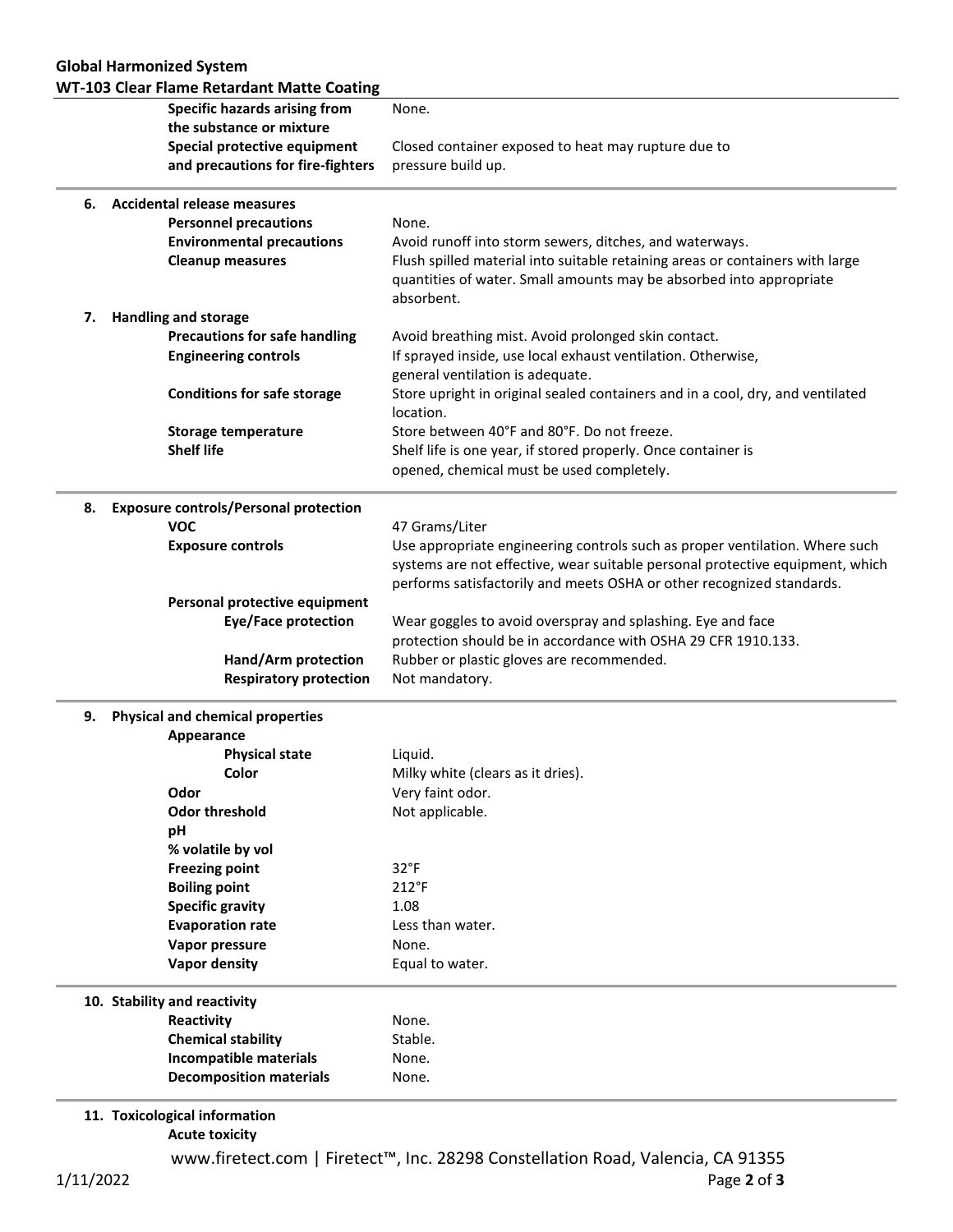| | |
|---|---|
| **Specific hazards arising from the substance or mixture** | None. |
| **Special protective equipment and precautions for fire-fighters** | Closed container exposed to heat may rupture due to pressure build up. |

## 6. Accidental release measures

| | |
|---|---|
| **Personnel precautions** | None. |
| **Environmental precautions** | Avoid runoff into storm sewers, ditches, and waterways. |
| **Cleanup measures** | Flush spilled material into suitable retaining areas or containers with large quantities of water. Small amounts may be absorbed into appropriate absorbent. |

## 7. Handling and storage

| | |
|---|---|
| **Precautions for safe handling** | Avoid breathing mist. Avoid prolonged skin contact. |
| **Engineering controls** | If sprayed inside, use local exhaust ventilation. Otherwise, general ventilation is adequate. |
| **Conditions for safe storage** | Store upright in original sealed containers and in a cool, dry, and ventilated location. |
| **Storage temperature** | Store between 40°F and 80°F. Do not freeze. |
| **Shelf life** | Shelf life is one year, if stored properly. Once container is opened, chemical must be used completely. |

## 8. Exposure controls/Personal protection

| | |
|---|---|
| **VOC** | 47 Grams/Liter |
| **Exposure controls** | Use appropriate engineering controls such as proper ventilation. Where such systems are not effective, wear suitable personal protective equipment, which performs satisfactorily and meets OSHA or other recognized standards. |
| **Personal protective equipment** | |
| **Eye/Face protection** | Wear goggles to avoid overspray and splashing. Eye and face protection should be in accordance with OSHA 29 CFR 1910.133. |
| **Hand/Arm protection** | Rubber or plastic gloves are recommended. |
| **Respiratory protection** | Not mandatory. |

## 9. Physical and chemical properties

| | |
|---|---|
| **Appearance** | |
| **Physical state** | Liquid. |
| **Color** | Milky white (clears as it dries). |
| **Odor** | Very faint odor. |
| **Odor threshold** | Not applicable. |
| **pH** | |
| **% volatile by vol** | |
| **Freezing point** | 32°F |
| **Boiling point** | 212°F |
| **Specific gravity** | 1.08 |
| **Evaporation rate** | Less than water. |
| **Vapor pressure** | None. |
| **Vapor density** | Equal to water. |

## 10. Stability and reactivity

| | |
|---|---|
| **Reactivity** | None. |
| **Chemical stability** | Stable. |
| **Incompatible materials** | None. |
| **Decomposition materials** | None. |

## 11. Toxicological information

**Acute toxicity**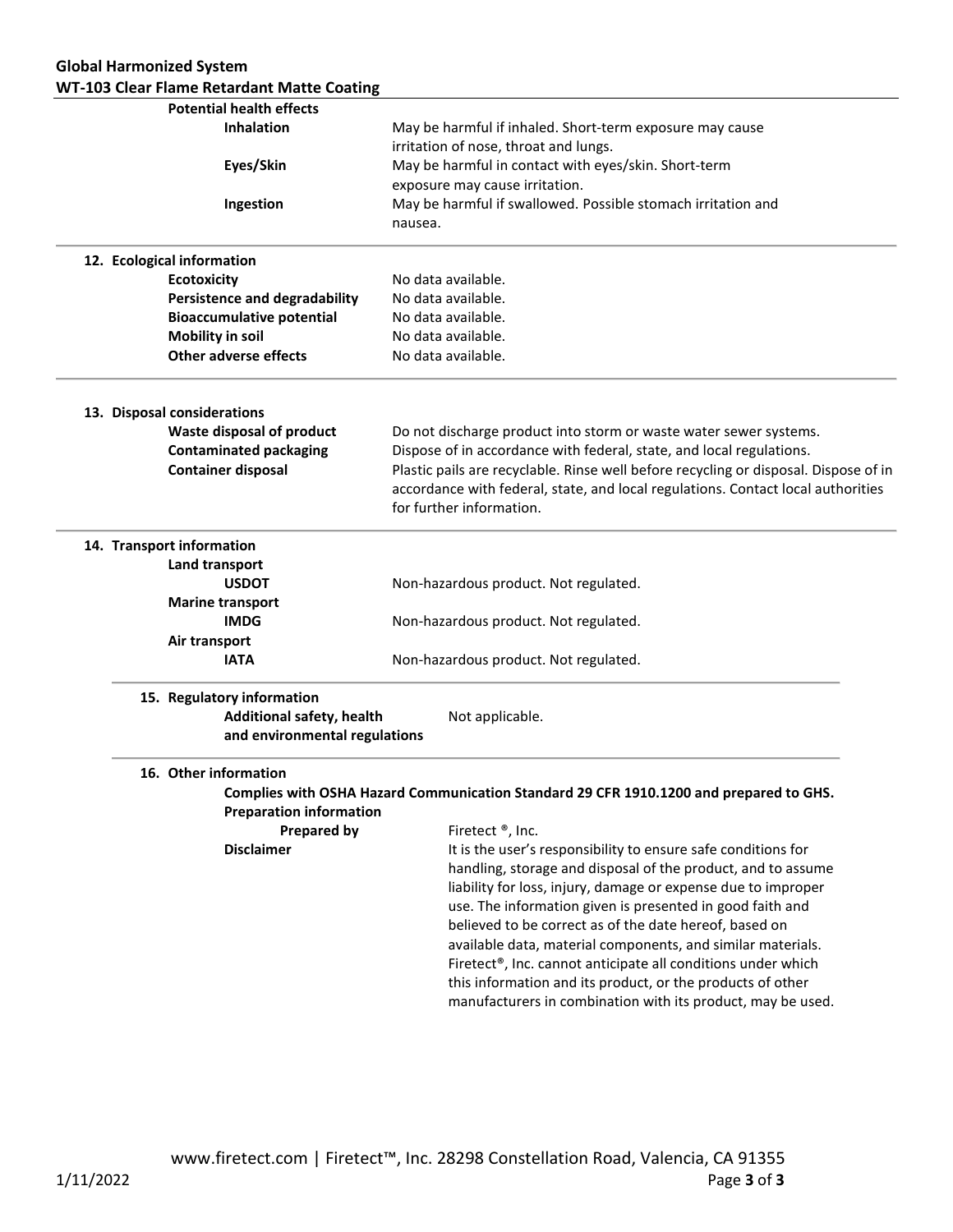**Potential health effects**

| | |
|---|---|
| **Inhalation** | May be harmful if inhaled. Short-term exposure may cause irritation of nose, throat and lungs. |
| **Eyes/Skin** | May be harmful in contact with eyes/skin. Short-term exposure may cause irritation. |
| **Ingestion** | May be harmful if swallowed. Possible stomach irritation and nausea. |

## 12. Ecological information

| | |
|---|---|
| **Ecotoxicity** | No data available. |
| **Persistence and degradability** | No data available. |
| **Bioaccumulative potential** | No data available. |
| **Mobility in soil** | No data available. |
| **Other adverse effects** | No data available. |

## 13. Disposal considerations

| | |
|---|---|
| **Waste disposal of product** | Do not discharge product into storm or waste water sewer systems. |
| **Contaminated packaging** | Dispose of in accordance with federal, state, and local regulations. |
| **Container disposal** | Plastic pails are recyclable. Rinse well before recycling or disposal. Dispose of in accordance with federal, state, and local regulations. Contact local authorities for further information. |

## 14. Transport information

| | |
|---|---|
| **Land transport** | |
| **USDOT** | Non-hazardous product. Not regulated. |
| **Marine transport** | |
| **IMDG** | Non-hazardous product. Not regulated. |
| **Air transport** | |
| **IATA** | Non-hazardous product. Not regulated. |

## 15. Regulatory information

| | |
|---|---|
| **Additional safety, health and environmental regulations** | Not applicable. |

## 16. Other information

**Complies with OSHA Hazard Communication Standard 29 CFR 1910.1200 and prepared to GHS.**

**Preparation information**

| | |
|---|---|
| **Prepared by** | Firetect ®, Inc. |
| **Disclaimer** | It is the user's responsibility to ensure safe conditions for handling, storage and disposal of the product, and to assume liability for loss, injury, damage or expense due to improper use. The information given is presented in good faith and believed to be correct as of the date hereof, based on available data, material components, and similar materials. Firetect®, Inc. cannot anticipate all conditions under which this information and its product, or the products of other manufacturers in combination with its product, may be used. |